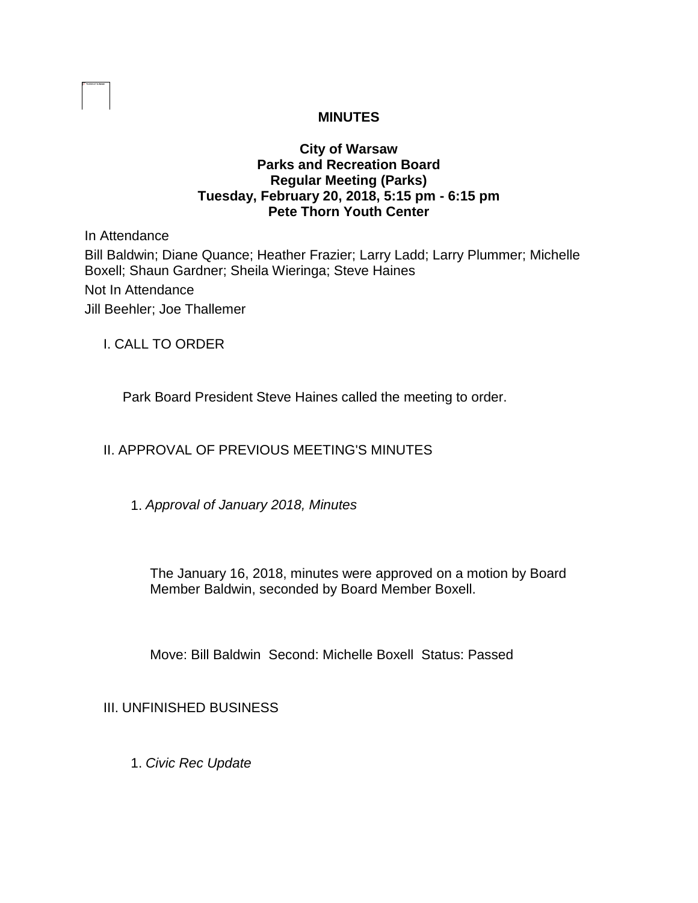# MINUTES

## City of Warsaw
## Parks and Recreation Board
## Regular Meeting (Parks)
## Tuesday, February 20, 2018, 5:15 pm - 6:15 pm
## Pete Thorn Youth Center

In Attendance

Bill Baldwin; Diane Quance; Heather Frazier; Larry Ladd; Larry Plummer; Michelle Boxell; Shaun Gardner; Sheila Wieringa; Steve Haines

Not In Attendance

Jill Beehler; Joe Thallemer

I. CALL TO ORDER

Park Board President Steve Haines called the meeting to order.

II. APPROVAL OF PREVIOUS MEETING'S MINUTES

1. *Approval of January 2018, Minutes*

The January 16, 2018, minutes were approved on a motion by Board Member Baldwin, seconded by Board Member Boxell.

Move: Bill Baldwin Second: Michelle Boxell Status: Passed

III. UNFINISHED BUSINESS

1. *Civic Rec Update*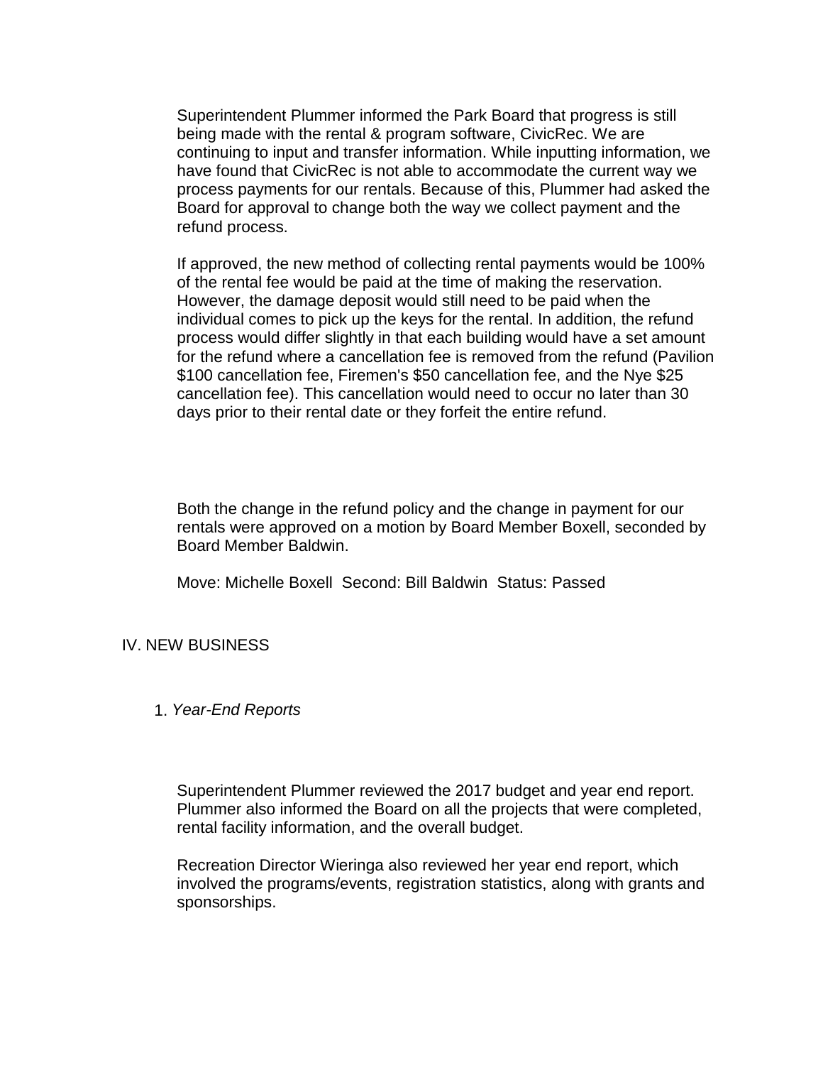Superintendent Plummer informed the Park Board that progress is still being made with the rental & program software, CivicRec. We are continuing to input and transfer information. While inputting information, we have found that CivicRec is not able to accommodate the current way we process payments for our rentals. Because of this, Plummer had asked the Board for approval to change both the way we collect payment and the refund process.

If approved, the new method of collecting rental payments would be 100% of the rental fee would be paid at the time of making the reservation. However, the damage deposit would still need to be paid when the individual comes to pick up the keys for the rental. In addition, the refund process would differ slightly in that each building would have a set amount for the refund where a cancellation fee is removed from the refund (Pavilion $100 cancellation fee, Firemen's $50 cancellation fee, and the Nye $25 cancellation fee). This cancellation would need to occur no later than 30 days prior to their rental date or they forfeit the entire refund.

Both the change in the refund policy and the change in payment for our rentals were approved on a motion by Board Member Boxell, seconded by Board Member Baldwin.

Move: Michelle Boxell Second: Bill Baldwin Status: Passed

## IV. NEW BUSINESS

1. *Year-End Reports*

Superintendent Plummer reviewed the 2017 budget and year end report. Plummer also informed the Board on all the projects that were completed, rental facility information, and the overall budget.

Recreation Director Wieringa also reviewed her year end report, which involved the programs/events, registration statistics, along with grants and sponsorships.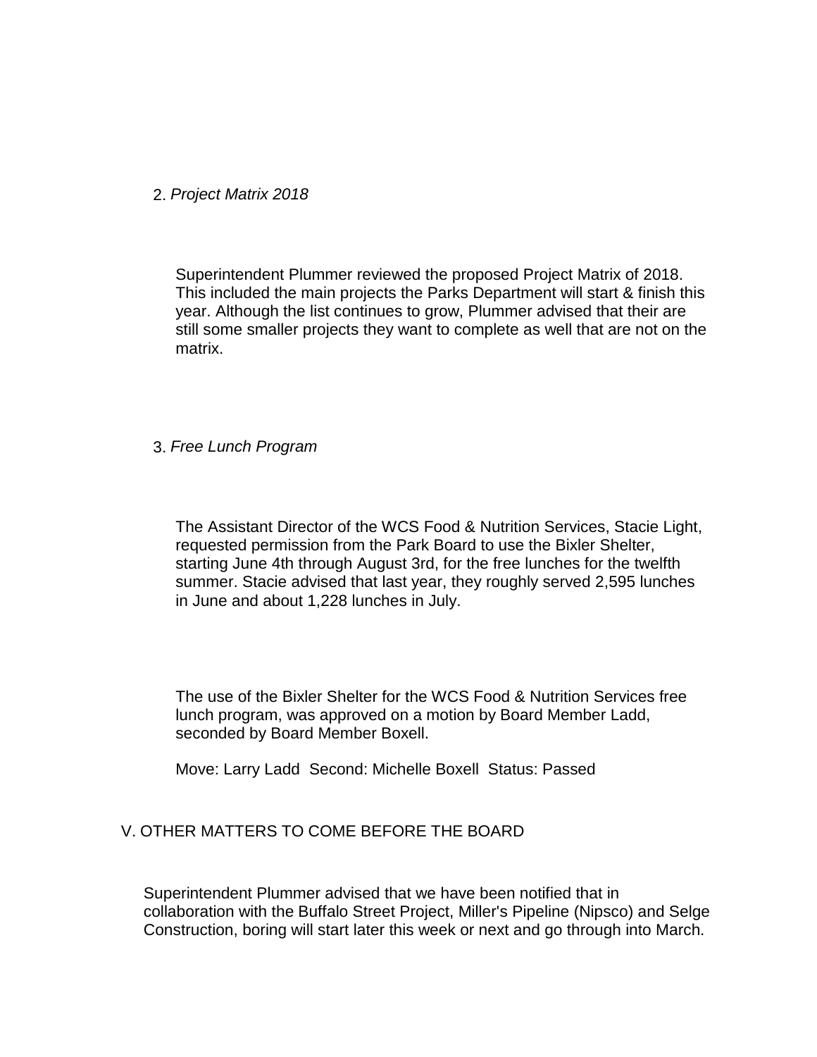2. *Project Matrix 2018*

Superintendent Plummer reviewed the proposed Project Matrix of 2018. This included the main projects the Parks Department will start & finish this year. Although the list continues to grow, Plummer advised that their are still some smaller projects they want to complete as well that are not on the matrix.

3. *Free Lunch Program*

The Assistant Director of the WCS Food & Nutrition Services, Stacie Light, requested permission from the Park Board to use the Bixler Shelter, starting June 4th through August 3rd, for the free lunches for the twelfth summer. Stacie advised that last year, they roughly served 2,595 lunches in June and about 1,228 lunches in July.

The use of the Bixler Shelter for the WCS Food & Nutrition Services free lunch program, was approved on a motion by Board Member Ladd, seconded by Board Member Boxell.

Move: Larry Ladd Second: Michelle Boxell Status: Passed

V. OTHER MATTERS TO COME BEFORE THE BOARD

Superintendent Plummer advised that we have been notified that in collaboration with the Buffalo Street Project, Miller's Pipeline (Nipsco) and Selge Construction, boring will start later this week or next and go through into March.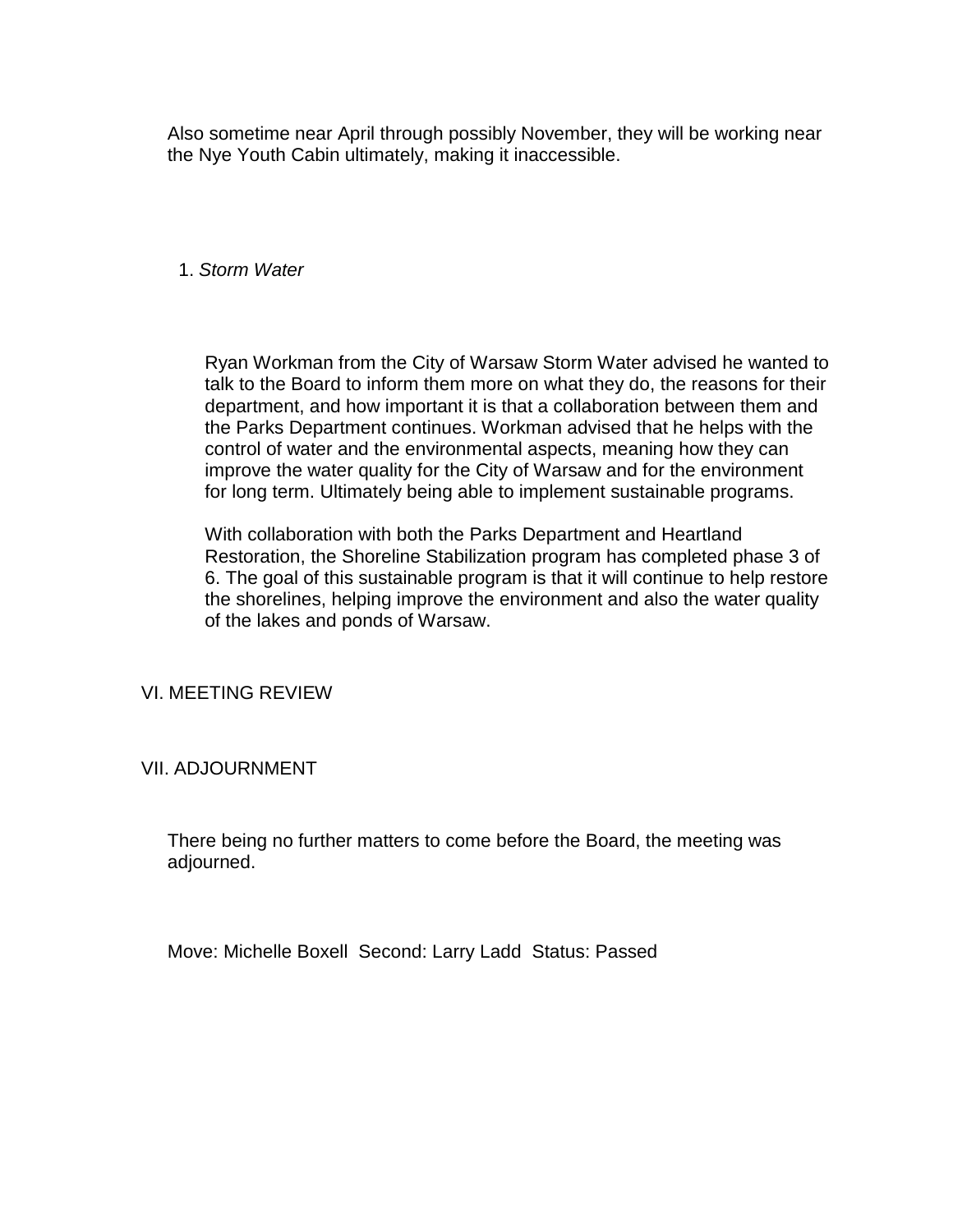Also sometime near April through possibly November, they will be working near the Nye Youth Cabin ultimately, making it inaccessible.

1. *Storm Water*

Ryan Workman from the City of Warsaw Storm Water advised he wanted to talk to the Board to inform them more on what they do, the reasons for their department, and how important it is that a collaboration between them and the Parks Department continues. Workman advised that he helps with the control of water and the environmental aspects, meaning how they can improve the water quality for the City of Warsaw and for the environment for long term. Ultimately being able to implement sustainable programs.

With collaboration with both the Parks Department and Heartland Restoration, the Shoreline Stabilization program has completed phase 3 of 6. The goal of this sustainable program is that it will continue to help restore the shorelines, helping improve the environment and also the water quality of the lakes and ponds of Warsaw.

## VI. MEETING REVIEW

## VII. ADJOURNMENT

There being no further matters to come before the Board, the meeting was adjourned.

Move: Michelle Boxell Second: Larry Ladd Status: Passed